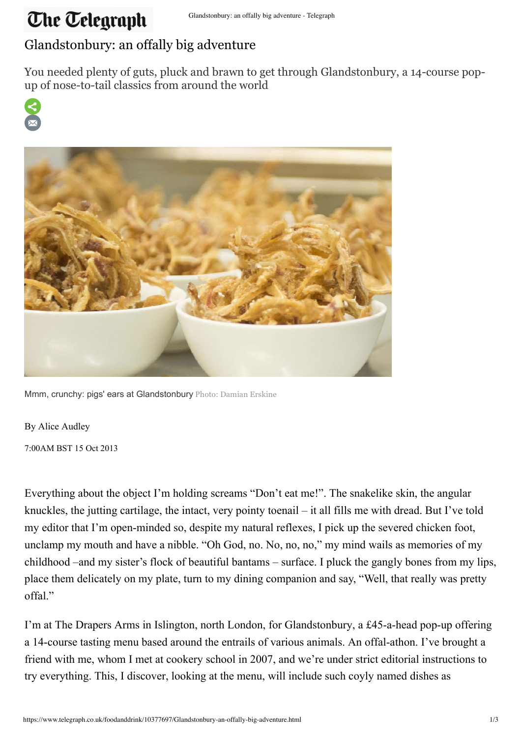# Glandstonbury: an offally big adventure

You needed plenty of guts, pluck and brawn to get through Glandstonbury, a 14-course pop-up of nose-to-tail classics from around the world

Mmm, crunchy: pigs' ears at Glandstonbury Photo: Damian Erskine

By Alice Audley

7:00AM BST 15 Oct 2013

Everything about the object I'm holding screams "Don't eat me!". The snakelike skin, the angular knuckles, the jutting cartilage, the intact, very pointy toenail – it all fills me with dread. But I've told my editor that I'm open-minded so, despite my natural reflexes, I pick up the severed chicken foot, unclamp my mouth and have a nibble. "Oh God, no. No, no, no," my mind wails as memories of my childhood –and my sister's flock of beautiful bantams – surface. I pluck the gangly bones from my lips, place them delicately on my plate, turn to my dining companion and say, "Well, that really was pretty offal."

I'm at The Drapers Arms in Islington, north London, for Glandstonbury, a £45-a-head pop-up offering a 14-course tasting menu based around the entrails of various animals. An offal-athon. I've brought a friend with me, whom I met at cookery school in 2007, and we're under strict editorial instructions to try everything. This, I discover, looking at the menu, will include such coyly named dishes as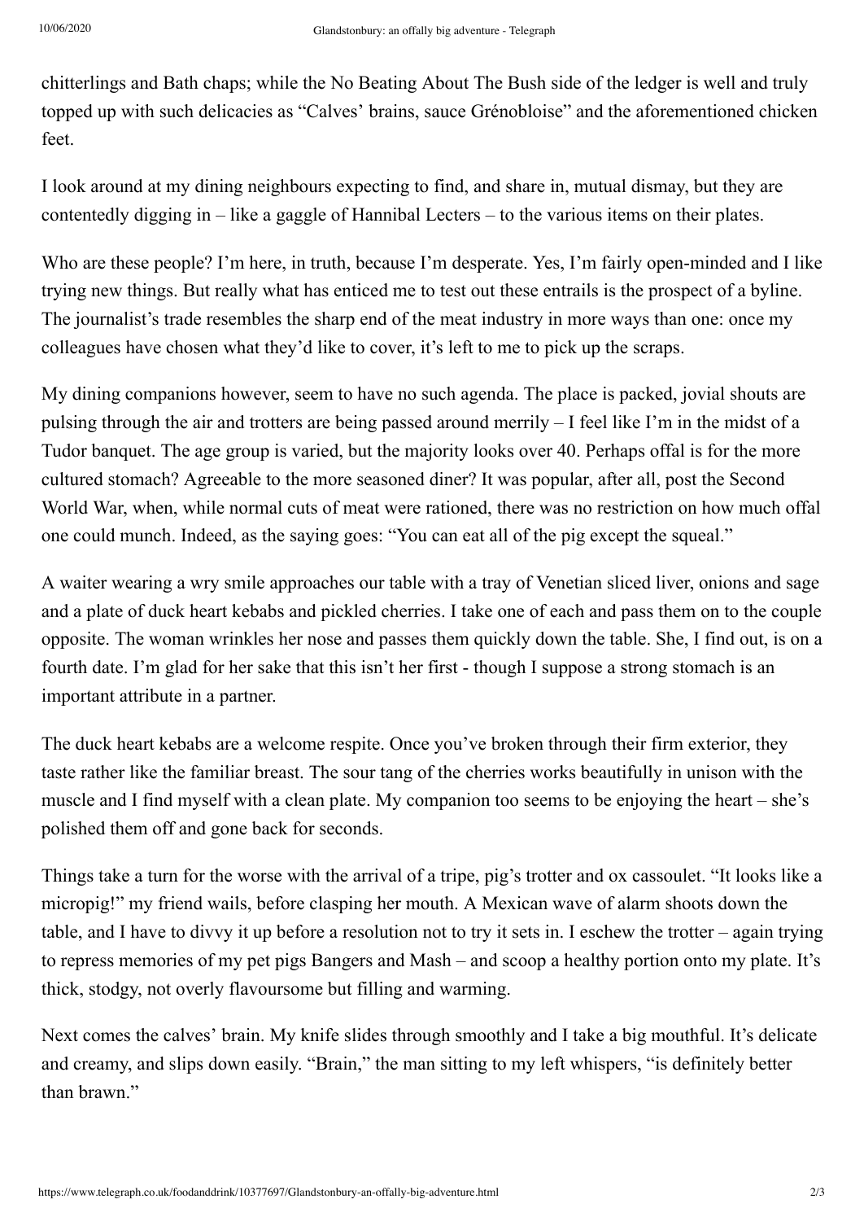chitterlings and Bath chaps; while the No Beating About The Bush side of the ledger is well and truly topped up with such delicacies as "Calves' brains, sauce Grénobloise" and the aforementioned chicken feet.

I look around at my dining neighbours expecting to find, and share in, mutual dismay, but they are contentedly digging in – like a gaggle of Hannibal Lecters – to the various items on their plates.

Who are these people? I'm here, in truth, because I'm desperate. Yes, I'm fairly open-minded and I like trying new things. But really what has enticed me to test out these entrails is the prospect of a byline. The journalist's trade resembles the sharp end of the meat industry in more ways than one: once my colleagues have chosen what they'd like to cover, it's left to me to pick up the scraps.

My dining companions however, seem to have no such agenda. The place is packed, jovial shouts are pulsing through the air and trotters are being passed around merrily – I feel like I'm in the midst of a Tudor banquet. The age group is varied, but the majority looks over 40. Perhaps offal is for the more cultured stomach? Agreeable to the more seasoned diner? It was popular, after all, post the Second World War, when, while normal cuts of meat were rationed, there was no restriction on how much offal one could munch. Indeed, as the saying goes: "You can eat all of the pig except the squeal."

A waiter wearing a wry smile approaches our table with a tray of Venetian sliced liver, onions and sage and a plate of duck heart kebabs and pickled cherries. I take one of each and pass them on to the couple opposite. The woman wrinkles her nose and passes them quickly down the table. She, I find out, is on a fourth date. I'm glad for her sake that this isn't her first - though I suppose a strong stomach is an important attribute in a partner.

The duck heart kebabs are a welcome respite. Once you've broken through their firm exterior, they taste rather like the familiar breast. The sour tang of the cherries works beautifully in unison with the muscle and I find myself with a clean plate. My companion too seems to be enjoying the heart – she's polished them off and gone back for seconds.

Things take a turn for the worse with the arrival of a tripe, pig's trotter and ox cassoulet. "It looks like a micropig!" my friend wails, before clasping her mouth. A Mexican wave of alarm shoots down the table, and I have to divvy it up before a resolution not to try it sets in. I eschew the trotter – again trying to repress memories of my pet pigs Bangers and Mash – and scoop a healthy portion onto my plate. It's thick, stodgy, not overly flavoursome but filling and warming.

Next comes the calves' brain. My knife slides through smoothly and I take a big mouthful. It's delicate and creamy, and slips down easily. "Brain," the man sitting to my left whispers, "is definitely better than brawn."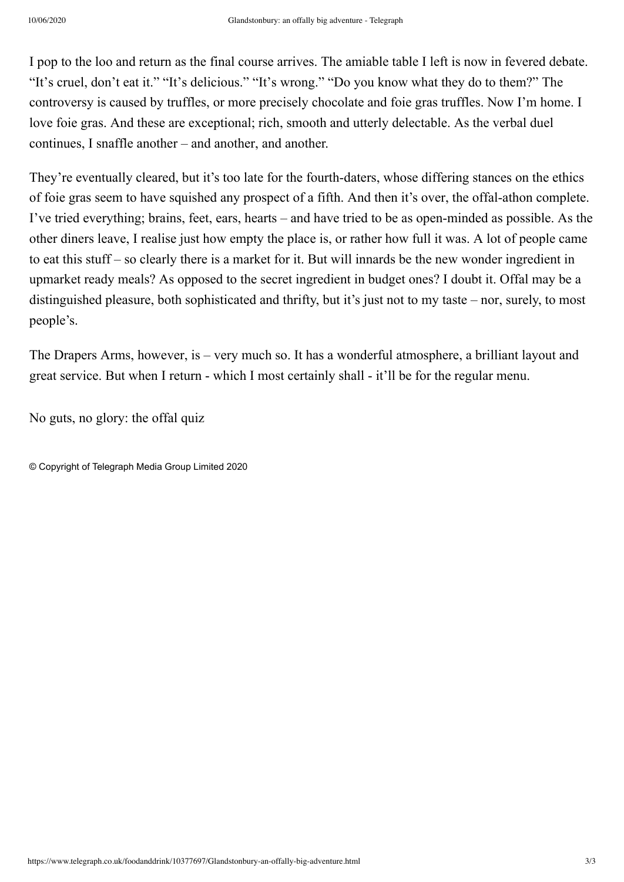I pop to the loo and return as the final course arrives. The amiable table I left is now in fevered debate. "It's cruel, don't eat it." "It's delicious." "It's wrong." "Do you know what they do to them?" The controversy is caused by truffles, or more precisely chocolate and foie gras truffles. Now I'm home. I love foie gras. And these are exceptional; rich, smooth and utterly delectable. As the verbal duel continues, I snaffle another – and another, and another.

They're eventually cleared, but it's too late for the fourth-daters, whose differing stances on the ethics of foie gras seem to have squished any prospect of a fifth. And then it's over, the offal-athon complete. I've tried everything; brains, feet, ears, hearts – and have tried to be as open-minded as possible. As the other diners leave, I realise just how empty the place is, or rather how full it was. A lot of people came to eat this stuff – so clearly there is a market for it. But will innards be the new wonder ingredient in upmarket ready meals? As opposed to the secret ingredient in budget ones? I doubt it. Offal may be a distinguished pleasure, both sophisticated and thrifty, but it's just not to my taste – nor, surely, to most people's.

The Drapers Arms, however, is – very much so. It has a wonderful atmosphere, a brilliant layout and great service. But when I return - which I most certainly shall - it'll be for the regular menu.

No guts, no glory: the offal quiz

© Copyright of Telegraph Media Group Limited 2020